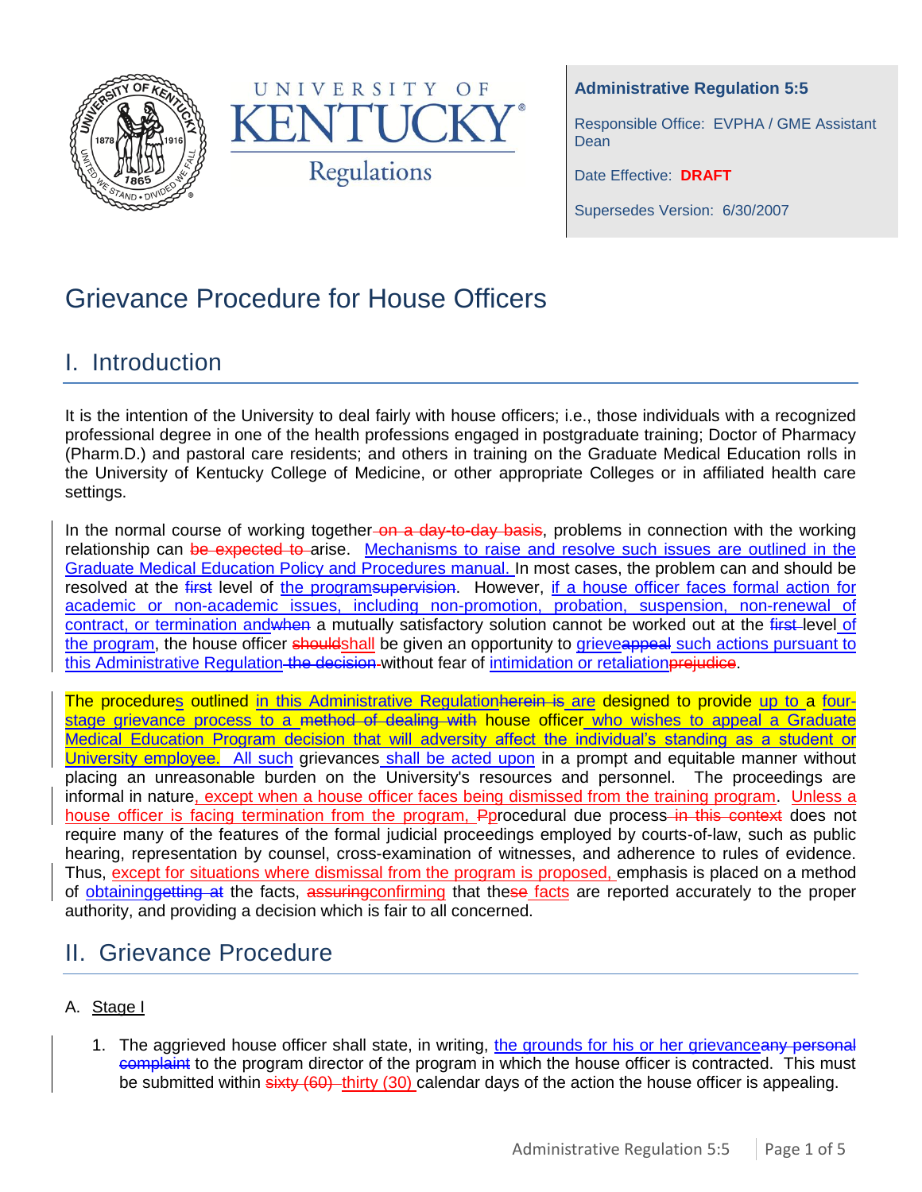**Administrative Regulation 5:5**

Responsible Office: EVPHA / GME Assistant Dean

Date Effective: **DRAFT**

Supersedes Version: 6/30/2007

# Grievance Procedure for House Officers

## I. Introduction

It is the intention of the University to deal fairly with house officers; i.e., those individuals with a recognized professional degree in one of the health professions engaged in postgraduate training; Doctor of Pharmacy (Pharm.D.) and pastoral care residents; and others in training on the Graduate Medical Education rolls in the University of Kentucky College of Medicine, or other appropriate Colleges or in affiliated health care settings.

In the normal course of working together~~ on a day-to-day basis~~, problems in connection with the working relationship can ~~be expected to~~ arise. Mechanisms to raise and resolve such issues are outlined in the Graduate Medical Education Policy and Procedures manual. In most cases, the problem can and should be resolved at the ~~first~~ level of the program~~supervision~~. However, if a house officer faces formal action for academic or non-academic issues, including non-promotion, probation, suspension, non-renewal of contract, or termination and~~when~~ a mutually satisfactory solution cannot be worked out at the ~~first~~ level of the program, the house officer ~~should~~shall be given an opportunity to grieve~~appeal~~ such actions pursuant to this Administrative Regulation~~ the decision~~ without fear of intimidation or retaliation~~prejudice~~.

The procedures outlined in this Administrative Regulation~~herein is~~ are designed to provide up to a four-stage grievance process to a ~~method of dealing with~~ house officer who wishes to appeal a Graduate Medical Education Program decision that will adversity affect the individual's standing as a student or University employee. All such grievances shall be acted upon in a prompt and equitable manner without placing an unreasonable burden on the University's resources and personnel. The proceedings are informal in nature, except when a house officer faces being dismissed from the training program. Unless a house officer is facing termination from the program, ~~P~~procedural due process~~ in this context~~ does not require many of the features of the formal judicial proceedings employed by courts-of-law, such as public hearing, representation by counsel, cross-examination of witnesses, and adherence to rules of evidence. Thus, except for situations where dismissal from the program is proposed, emphasis is placed on a method of obtaining~~getting at~~ the facts, ~~assuring~~confirming that the~~se~~ facts are reported accurately to the proper authority, and providing a decision which is fair to all concerned.

## II. Grievance Procedure

A. Stage I

1. The aggrieved house officer shall state, in writing, the grounds for his or her grievance~~any personal complaint~~ to the program director of the program in which the house officer is contracted. This must be submitted within ~~sixty (60)~~ thirty (30) calendar days of the action the house officer is appealing.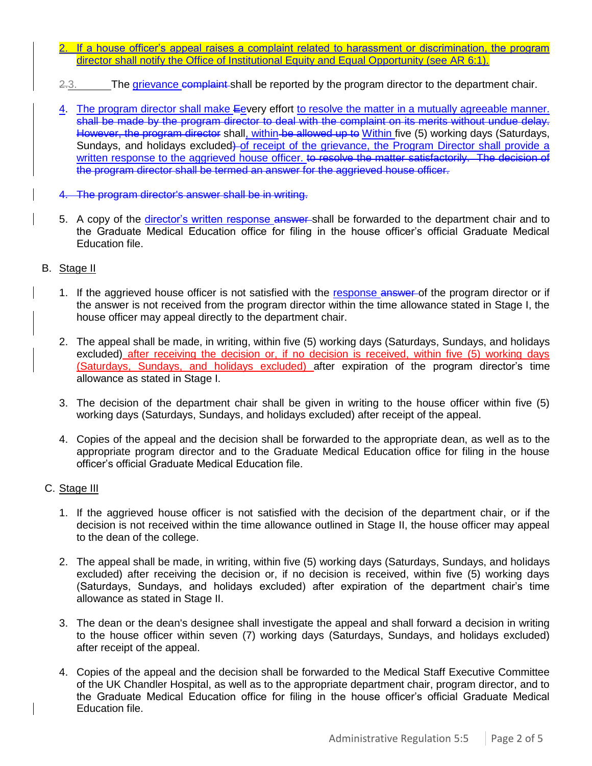2. If a house officer's appeal raises a complaint related to harassment or discrimination, the program director shall notify the Office of Institutional Equity and Equal Opportunity (see AR 6:1).

~~2.~~3. The grievance ~~complaint~~ shall be reported by the program director to the department chair.

4. The program director shall make ~~E~~every effort to resolve the matter in a mutually agreeable manner. ~~shall be made by the program director to deal with the complaint on its merits without undue delay. However, the program director~~ shall, within ~~be allowed up to~~ Within five (5) working days (Saturdays, Sundays, and holidays excluded~~)~~ of receipt of the grievance, the Program Director shall provide a written response to the aggrieved house officer. ~~to resolve the matter satisfactorily. The decision of the program director shall be termed an answer for the aggrieved house officer.~~

~~4. The program director's answer shall be in writing.~~

5. A copy of the director's written response ~~answer~~ shall be forwarded to the department chair and to the Graduate Medical Education office for filing in the house officer's official Graduate Medical Education file.

B. Stage II

1. If the aggrieved house officer is not satisfied with the response ~~answer~~ of the program director or if the answer is not received from the program director within the time allowance stated in Stage I, the house officer may appeal directly to the department chair.

2. The appeal shall be made, in writing, within five (5) working days (Saturdays, Sundays, and holidays excluded) after receiving the decision or, if no decision is received, within five (5) working days (Saturdays, Sundays, and holidays excluded) after expiration of the program director's time allowance as stated in Stage I.

3. The decision of the department chair shall be given in writing to the house officer within five (5) working days (Saturdays, Sundays, and holidays excluded) after receipt of the appeal.

4. Copies of the appeal and the decision shall be forwarded to the appropriate dean, as well as to the appropriate program director and to the Graduate Medical Education office for filing in the house officer's official Graduate Medical Education file.

C. Stage III

1. If the aggrieved house officer is not satisfied with the decision of the department chair, or if the decision is not received within the time allowance outlined in Stage II, the house officer may appeal to the dean of the college.

2. The appeal shall be made, in writing, within five (5) working days (Saturdays, Sundays, and holidays excluded) after receiving the decision or, if no decision is received, within five (5) working days (Saturdays, Sundays, and holidays excluded) after expiration of the department chair's time allowance as stated in Stage II.

3. The dean or the dean's designee shall investigate the appeal and shall forward a decision in writing to the house officer within seven (7) working days (Saturdays, Sundays, and holidays excluded) after receipt of the appeal.

4. Copies of the appeal and the decision shall be forwarded to the Medical Staff Executive Committee of the UK Chandler Hospital, as well as to the appropriate department chair, program director, and to the Graduate Medical Education office for filing in the house officer's official Graduate Medical Education file.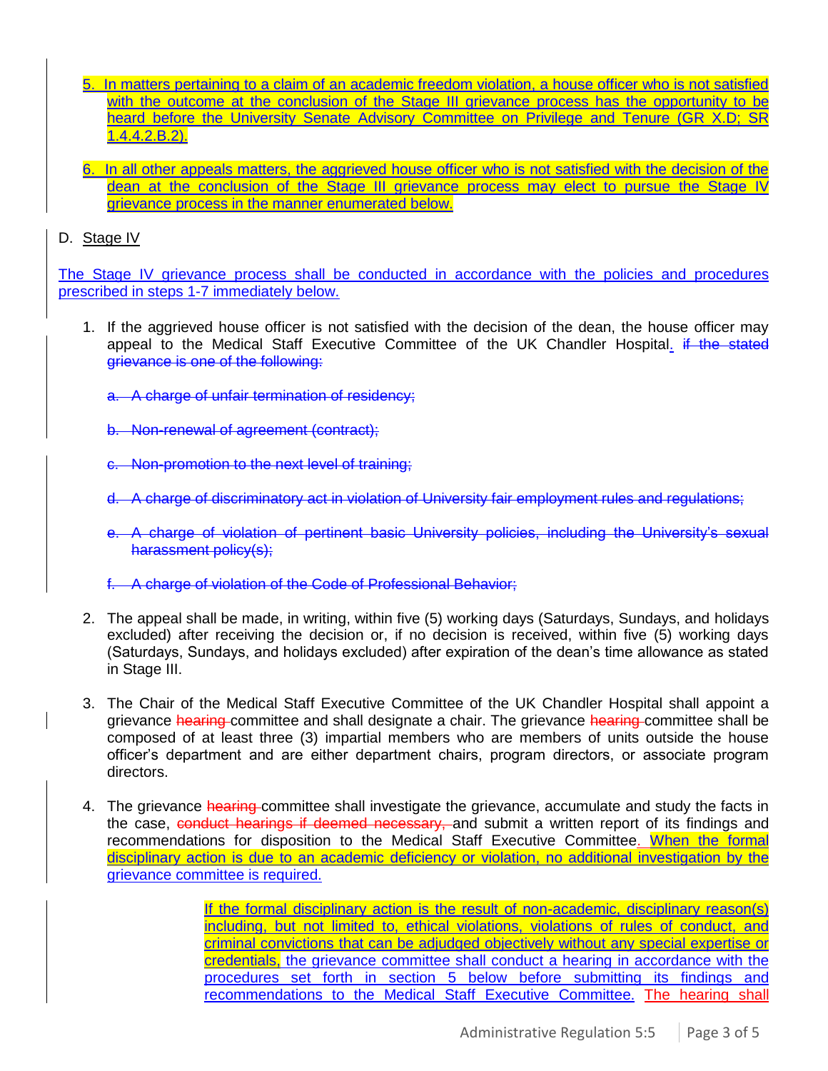5. In matters pertaining to a claim of an academic freedom violation, a house officer who is not satisfied with the outcome at the conclusion of the Stage III grievance process has the opportunity to be heard before the University Senate Advisory Committee on Privilege and Tenure (GR X.D; SR 1.4.4.2.B.2).

6. In all other appeals matters, the aggrieved house officer who is not satisfied with the decision of the dean at the conclusion of the Stage III grievance process may elect to pursue the Stage IV grievance process in the manner enumerated below.

D. Stage IV

The Stage IV grievance process shall be conducted in accordance with the policies and procedures prescribed in steps 1-7 immediately below.

1. If the aggrieved house officer is not satisfied with the decision of the dean, the house officer may appeal to the Medical Staff Executive Committee of the UK Chandler Hospital. ~~if the stated grievance is one of the following:~~

   ~~a. A charge of unfair termination of residency;~~

   ~~b. Non-renewal of agreement (contract);~~

   ~~c. Non-promotion to the next level of training;~~

   ~~d. A charge of discriminatory act in violation of University fair employment rules and regulations;~~

   ~~e. A charge of violation of pertinent basic University policies, including the University's sexual harassment policy(s);~~

   ~~f. A charge of violation of the Code of Professional Behavior;~~

2. The appeal shall be made, in writing, within five (5) working days (Saturdays, Sundays, and holidays excluded) after receiving the decision or, if no decision is received, within five (5) working days (Saturdays, Sundays, and holidays excluded) after expiration of the dean's time allowance as stated in Stage III.

3. The Chair of the Medical Staff Executive Committee of the UK Chandler Hospital shall appoint a grievance ~~hearing~~ committee and shall designate a chair. The grievance ~~hearing~~ committee shall be composed of at least three (3) impartial members who are members of units outside the house officer's department and are either department chairs, program directors, or associate program directors.

4. The grievance ~~hearing~~ committee shall investigate the grievance, accumulate and study the facts in the case, ~~conduct hearings if deemed necessary,~~ and submit a written report of its findings and recommendations for disposition to the Medical Staff Executive Committee. When the formal disciplinary action is due to an academic deficiency or violation, no additional investigation by the grievance committee is required.

   If the formal disciplinary action is the result of non-academic, disciplinary reason(s) including, but not limited to, ethical violations, violations of rules of conduct, and criminal convictions that can be adjudged objectively without any special expertise or credentials, the grievance committee shall conduct a hearing in accordance with the procedures set forth in section 5 below before submitting its findings and recommendations to the Medical Staff Executive Committee. The hearing shall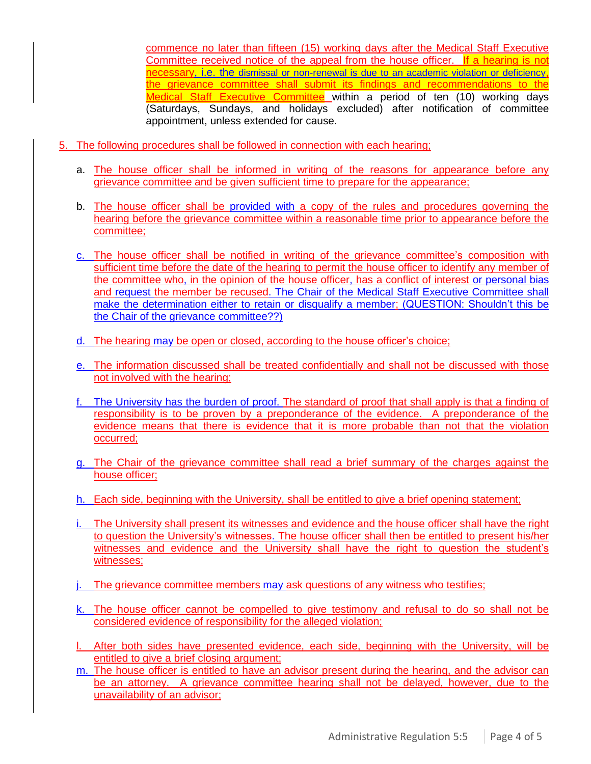commence no later than fifteen (15) working days after the Medical Staff Executive Committee received notice of the appeal from the house officer. If a hearing is not necessary, i.e. the dismissal or non-renewal is due to an academic violation or deficiency, the grievance committee shall submit its findings and recommendations to the Medical Staff Executive Committee within a period of ten (10) working days (Saturdays, Sundays, and holidays excluded) after notification of committee appointment, unless extended for cause.

5. The following procedures shall be followed in connection with each hearing;

   a. The house officer shall be informed in writing of the reasons for appearance before any grievance committee and be given sufficient time to prepare for the appearance;

   b. The house officer shall be provided with a copy of the rules and procedures governing the hearing before the grievance committee within a reasonable time prior to appearance before the committee;

   c. The house officer shall be notified in writing of the grievance committee's composition with sufficient time before the date of the hearing to permit the house officer to identify any member of the committee who, in the opinion of the house officer, has a conflict of interest or personal bias and request the member be recused. The Chair of the Medical Staff Executive Committee shall make the determination either to retain or disqualify a member; (QUESTION: Shouldn't this be the Chair of the grievance committee??)

   d. The hearing may be open or closed, according to the house officer's choice;

   e. The information discussed shall be treated confidentially and shall not be discussed with those not involved with the hearing;

   f. The University has the burden of proof. The standard of proof that shall apply is that a finding of responsibility is to be proven by a preponderance of the evidence. A preponderance of the evidence means that there is evidence that it is more probable than not that the violation occurred;

   g. The Chair of the grievance committee shall read a brief summary of the charges against the house officer;

   h. Each side, beginning with the University, shall be entitled to give a brief opening statement;

   i. The University shall present its witnesses and evidence and the house officer shall have the right to question the University's witnesses. The house officer shall then be entitled to present his/her witnesses and evidence and the University shall have the right to question the student's witnesses;

   j. The grievance committee members may ask questions of any witness who testifies;

   k. The house officer cannot be compelled to give testimony and refusal to do so shall not be considered evidence of responsibility for the alleged violation;

   l. After both sides have presented evidence, each side, beginning with the University, will be entitled to give a brief closing argument;

   m. The house officer is entitled to have an advisor present during the hearing, and the advisor can be an attorney. A grievance committee hearing shall not be delayed, however, due to the unavailability of an advisor;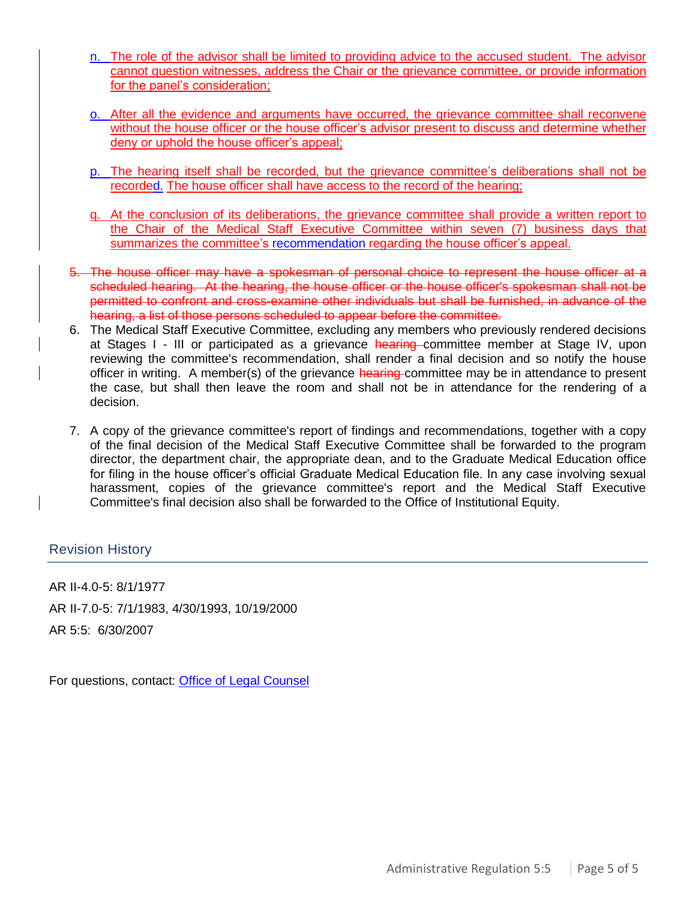n. The role of the advisor shall be limited to providing advice to the accused student. The advisor cannot question witnesses, address the Chair or the grievance committee, or provide information for the panel's consideration;

o. After all the evidence and arguments have occurred, the grievance committee shall reconvene without the house officer or the house officer's advisor present to discuss and determine whether deny or uphold the house officer's appeal;

p. The hearing itself shall be recorded, but the grievance committee's deliberations shall not be recorded. The house officer shall have access to the record of the hearing;

q. At the conclusion of its deliberations, the grievance committee shall provide a written report to the Chair of the Medical Staff Executive Committee within seven (7) business days that summarizes the committee's recommendation regarding the house officer's appeal.

5. ~~The house officer may have a spokesman of personal choice to represent the house officer at a scheduled hearing. At the hearing, the house officer or the house officer's spokesman shall not be permitted to confront and cross-examine other individuals but shall be furnished, in advance of the hearing, a list of those persons scheduled to appear before the committee.~~
6. The Medical Staff Executive Committee, excluding any members who previously rendered decisions at Stages I - III or participated as a grievance ~~hearing~~ committee member at Stage IV, upon reviewing the committee's recommendation, shall render a final decision and so notify the house officer in writing. A member(s) of the grievance ~~hearing~~ committee may be in attendance to present the case, but shall then leave the room and shall not be in attendance for the rendering of a decision.

7. A copy of the grievance committee's report of findings and recommendations, together with a copy of the final decision of the Medical Staff Executive Committee shall be forwarded to the program director, the department chair, the appropriate dean, and to the Graduate Medical Education office for filing in the house officer's official Graduate Medical Education file. In any case involving sexual harassment, copies of the grievance committee's report and the Medical Staff Executive Committee's final decision also shall be forwarded to the Office of Institutional Equity.

## Revision History

AR II-4.0-5: 8/1/1977

AR II-7.0-5: 7/1/1983, 4/30/1993, 10/19/2000

AR 5:5: 6/30/2007

For questions, contact: Office of Legal Counsel